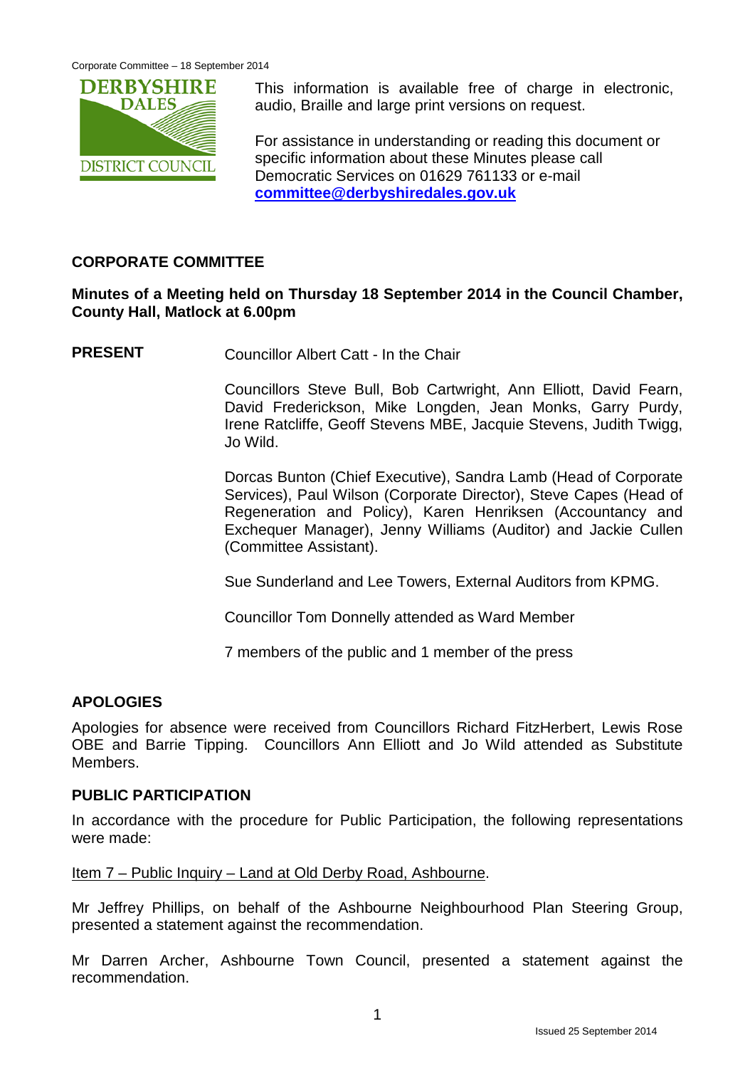This information is available free of charge in electronic, audio, Braille and large print versions on request.

For assistance in understanding or reading this document or specific information about these Minutes please call Democratic Services on 01629 761133 or e-mail **committee@derbyshiredales.gov.uk**

## CORPORATE COMMITTEE

**Minutes of a Meeting held on Thursday 18 September 2014 in the Council Chamber, County Hall, Matlock at 6.00pm**

**PRESENT**

Councillor Albert Catt - In the Chair

Councillors Steve Bull, Bob Cartwright, Ann Elliott, David Fearn, David Frederickson, Mike Longden, Jean Monks, Garry Purdy, Irene Ratcliffe, Geoff Stevens MBE, Jacquie Stevens, Judith Twigg, Jo Wild.

Dorcas Bunton (Chief Executive), Sandra Lamb (Head of Corporate Services), Paul Wilson (Corporate Director), Steve Capes (Head of Regeneration and Policy), Karen Henriksen (Accountancy and Exchequer Manager), Jenny Williams (Auditor) and Jackie Cullen (Committee Assistant).

Sue Sunderland and Lee Towers, External Auditors from KPMG.

Councillor Tom Donnelly attended as Ward Member

7 members of the public and 1 member of the press

### APOLOGIES

Apologies for absence were received from Councillors Richard FitzHerbert, Lewis Rose OBE and Barrie Tipping. Councillors Ann Elliott and Jo Wild attended as Substitute Members.

### PUBLIC PARTICIPATION

In accordance with the procedure for Public Participation, the following representations were made:

Item 7 – Public Inquiry – Land at Old Derby Road, Ashbourne.

Mr Jeffrey Phillips, on behalf of the Ashbourne Neighbourhood Plan Steering Group, presented a statement against the recommendation.

Mr Darren Archer, Ashbourne Town Council, presented a statement against the recommendation.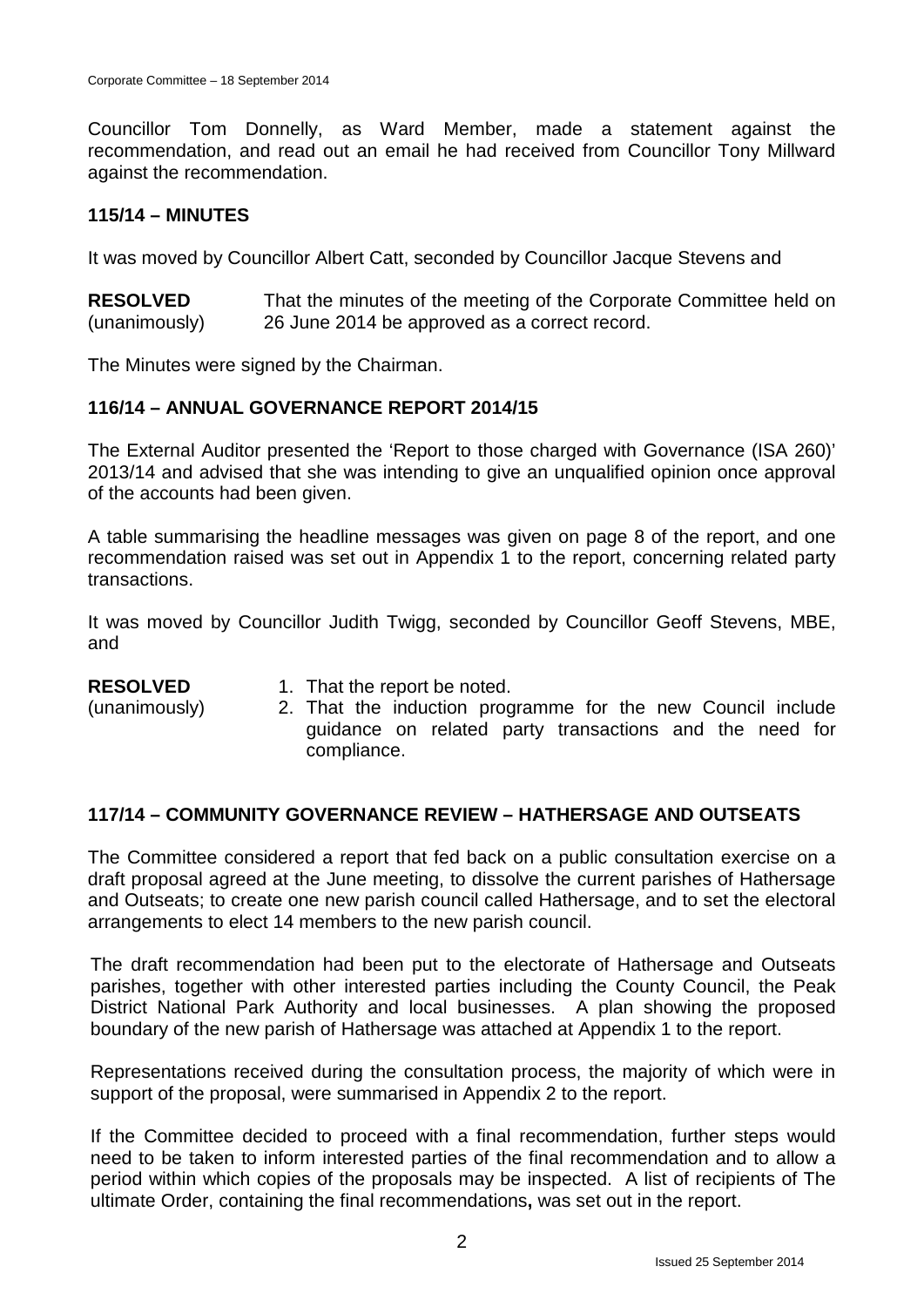Councillor Tom Donnelly, as Ward Member, made a statement against the recommendation, and read out an email he had received from Councillor Tony Millward against the recommendation.

### 115/14 – MINUTES

It was moved by Councillor Albert Catt, seconded by Councillor Jacque Stevens and

**RESOLVED** (unanimously) That the minutes of the meeting of the Corporate Committee held on 26 June 2014 be approved as a correct record.

The Minutes were signed by the Chairman.

### 116/14 – ANNUAL GOVERNANCE REPORT 2014/15

The External Auditor presented the 'Report to those charged with Governance (ISA 260)' 2013/14 and advised that she was intending to give an unqualified opinion once approval of the accounts had been given.

A table summarising the headline messages was given on page 8 of the report, and one recommendation raised was set out in Appendix 1 to the report, concerning related party transactions.

It was moved by Councillor Judith Twigg, seconded by Councillor Geoff Stevens, MBE, and

**RESOLVED** (unanimously)

1. That the report be noted.
2. That the induction programme for the new Council include guidance on related party transactions and the need for compliance.

### 117/14 – COMMUNITY GOVERNANCE REVIEW – HATHERSAGE AND OUTSEATS

The Committee considered a report that fed back on a public consultation exercise on a draft proposal agreed at the June meeting, to dissolve the current parishes of Hathersage and Outseats; to create one new parish council called Hathersage, and to set the electoral arrangements to elect 14 members to the new parish council.

The draft recommendation had been put to the electorate of Hathersage and Outseats parishes, together with other interested parties including the County Council, the Peak District National Park Authority and local businesses. A plan showing the proposed boundary of the new parish of Hathersage was attached at Appendix 1 to the report.

Representations received during the consultation process, the majority of which were in support of the proposal, were summarised in Appendix 2 to the report.

If the Committee decided to proceed with a final recommendation, further steps would need to be taken to inform interested parties of the final recommendation and to allow a period within which copies of the proposals may be inspected. A list of recipients of The ultimate Order, containing the final recommendations**,** was set out in the report.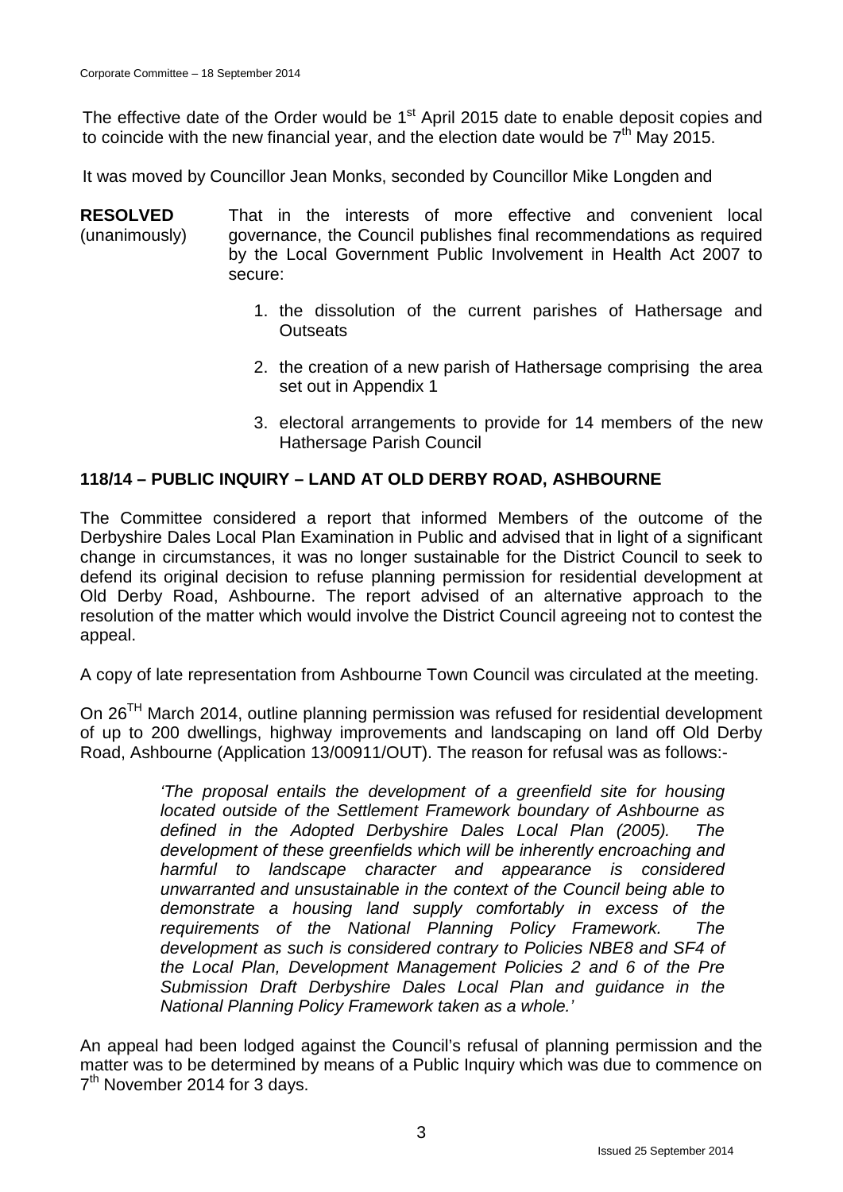The effective date of the Order would be 1st April 2015 date to enable deposit copies and to coincide with the new financial year, and the election date would be 7th May 2015.

It was moved by Councillor Jean Monks, seconded by Councillor Mike Longden and

**RESOLVED** (unanimously)

That in the interests of more effective and convenient local governance, the Council publishes final recommendations as required by the Local Government Public Involvement in Health Act 2007 to secure:

1. the dissolution of the current parishes of Hathersage and Outseats
2. the creation of a new parish of Hathersage comprising the area set out in Appendix 1
3. electoral arrangements to provide for 14 members of the new Hathersage Parish Council

## 118/14 – PUBLIC INQUIRY – LAND AT OLD DERBY ROAD, ASHBOURNE

The Committee considered a report that informed Members of the outcome of the Derbyshire Dales Local Plan Examination in Public and advised that in light of a significant change in circumstances, it was no longer sustainable for the District Council to seek to defend its original decision to refuse planning permission for residential development at Old Derby Road, Ashbourne. The report advised of an alternative approach to the resolution of the matter which would involve the District Council agreeing not to contest the appeal.

A copy of late representation from Ashbourne Town Council was circulated at the meeting.

On 26TH March 2014, outline planning permission was refused for residential development of up to 200 dwellings, highway improvements and landscaping on land off Old Derby Road, Ashbourne (Application 13/00911/OUT). The reason for refusal was as follows:-

> *'The proposal entails the development of a greenfield site for housing located outside of the Settlement Framework boundary of Ashbourne as defined in the Adopted Derbyshire Dales Local Plan (2005). The development of these greenfields which will be inherently encroaching and harmful to landscape character and appearance is considered unwarranted and unsustainable in the context of the Council being able to demonstrate a housing land supply comfortably in excess of the requirements of the National Planning Policy Framework. The development as such is considered contrary to Policies NBE8 and SF4 of the Local Plan, Development Management Policies 2 and 6 of the Pre Submission Draft Derbyshire Dales Local Plan and guidance in the National Planning Policy Framework taken as a whole.'*

An appeal had been lodged against the Council's refusal of planning permission and the matter was to be determined by means of a Public Inquiry which was due to commence on 7th November 2014 for 3 days.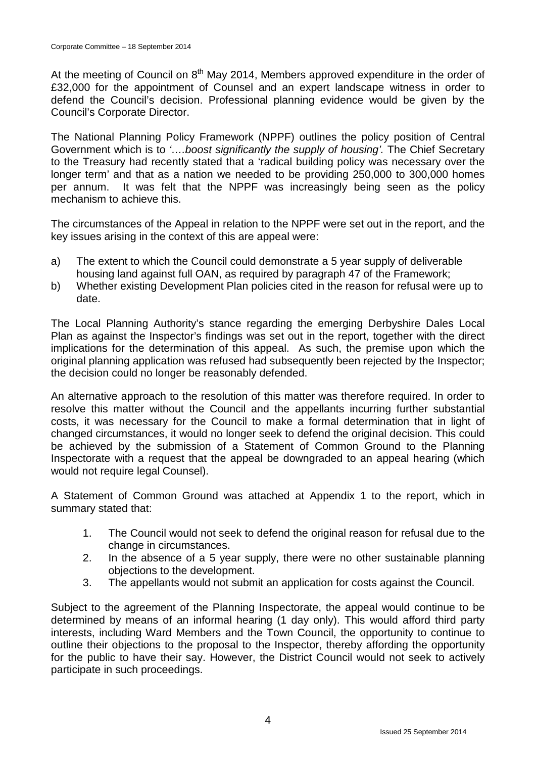At the meeting of Council on 8th May 2014, Members approved expenditure in the order of £32,000 for the appointment of Counsel and an expert landscape witness in order to defend the Council's decision. Professional planning evidence would be given by the Council's Corporate Director.

The National Planning Policy Framework (NPPF) outlines the policy position of Central Government which is to *'….boost significantly the supply of housing'.* The Chief Secretary to the Treasury had recently stated that a 'radical building policy was necessary over the longer term' and that as a nation we needed to be providing 250,000 to 300,000 homes per annum. It was felt that the NPPF was increasingly being seen as the policy mechanism to achieve this.

The circumstances of the Appeal in relation to the NPPF were set out in the report, and the key issues arising in the context of this are appeal were:

a) The extent to which the Council could demonstrate a 5 year supply of deliverable housing land against full OAN, as required by paragraph 47 of the Framework;
b) Whether existing Development Plan policies cited in the reason for refusal were up to date.

The Local Planning Authority's stance regarding the emerging Derbyshire Dales Local Plan as against the Inspector's findings was set out in the report, together with the direct implications for the determination of this appeal. As such, the premise upon which the original planning application was refused had subsequently been rejected by the Inspector; the decision could no longer be reasonably defended.

An alternative approach to the resolution of this matter was therefore required. In order to resolve this matter without the Council and the appellants incurring further substantial costs, it was necessary for the Council to make a formal determination that in light of changed circumstances, it would no longer seek to defend the original decision. This could be achieved by the submission of a Statement of Common Ground to the Planning Inspectorate with a request that the appeal be downgraded to an appeal hearing (which would not require legal Counsel).

A Statement of Common Ground was attached at Appendix 1 to the report, which in summary stated that:

1. The Council would not seek to defend the original reason for refusal due to the change in circumstances.
2. In the absence of a 5 year supply, there were no other sustainable planning objections to the development.
3. The appellants would not submit an application for costs against the Council.

Subject to the agreement of the Planning Inspectorate, the appeal would continue to be determined by means of an informal hearing (1 day only). This would afford third party interests, including Ward Members and the Town Council, the opportunity to continue to outline their objections to the proposal to the Inspector, thereby affording the opportunity for the public to have their say. However, the District Council would not seek to actively participate in such proceedings.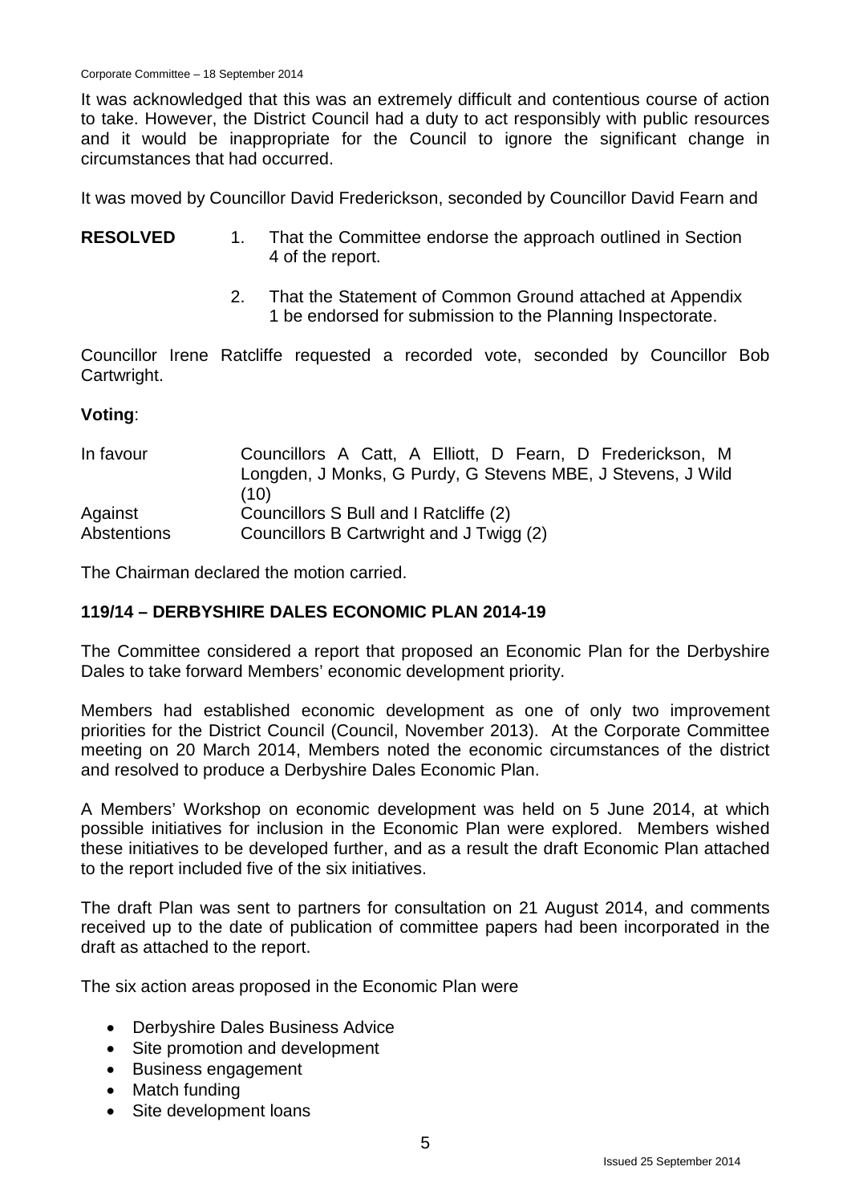It was acknowledged that this was an extremely difficult and contentious course of action to take. However, the District Council had a duty to act responsibly with public resources and it would be inappropriate for the Council to ignore the significant change in circumstances that had occurred.

It was moved by Councillor David Frederickson, seconded by Councillor David Fearn and

**RESOLVED**

1. That the Committee endorse the approach outlined in Section 4 of the report.
2. That the Statement of Common Ground attached at Appendix 1 be endorsed for submission to the Planning Inspectorate.

Councillor Irene Ratcliffe requested a recorded vote, seconded by Councillor Bob Cartwright.

**Voting**:

| | |
|---|---|
| In favour | Councillors A Catt, A Elliott, D Fearn, D Frederickson, M Longden, J Monks, G Purdy, G Stevens MBE, J Stevens, J Wild (10) |
| Against | Councillors S Bull and I Ratcliffe (2) |
| Abstentions | Councillors B Cartwright and J Twigg (2) |

The Chairman declared the motion carried.

## 119/14 – DERBYSHIRE DALES ECONOMIC PLAN 2014-19

The Committee considered a report that proposed an Economic Plan for the Derbyshire Dales to take forward Members' economic development priority.

Members had established economic development as one of only two improvement priorities for the District Council (Council, November 2013). At the Corporate Committee meeting on 20 March 2014, Members noted the economic circumstances of the district and resolved to produce a Derbyshire Dales Economic Plan.

A Members' Workshop on economic development was held on 5 June 2014, at which possible initiatives for inclusion in the Economic Plan were explored. Members wished these initiatives to be developed further, and as a result the draft Economic Plan attached to the report included five of the six initiatives.

The draft Plan was sent to partners for consultation on 21 August 2014, and comments received up to the date of publication of committee papers had been incorporated in the draft as attached to the report.

The six action areas proposed in the Economic Plan were

- Derbyshire Dales Business Advice
- Site promotion and development
- Business engagement
- Match funding
- Site development loans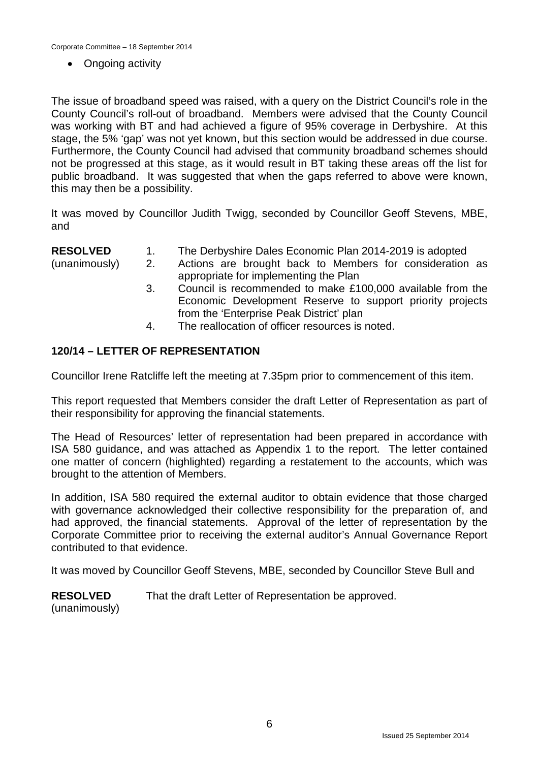- Ongoing activity

The issue of broadband speed was raised, with a query on the District Council's role in the County Council's roll-out of broadband. Members were advised that the County Council was working with BT and had achieved a figure of 95% coverage in Derbyshire. At this stage, the 5% 'gap' was not yet known, but this section would be addressed in due course. Furthermore, the County Council had advised that community broadband schemes should not be progressed at this stage, as it would result in BT taking these areas off the list for public broadband. It was suggested that when the gaps referred to above were known, this may then be a possibility.

It was moved by Councillor Judith Twigg, seconded by Councillor Geoff Stevens, MBE, and

**RESOLVED** (unanimously)

1. The Derbyshire Dales Economic Plan 2014-2019 is adopted
2. Actions are brought back to Members for consideration as appropriate for implementing the Plan
3. Council is recommended to make £100,000 available from the Economic Development Reserve to support priority projects from the 'Enterprise Peak District' plan
4. The reallocation of officer resources is noted.

## 120/14 – LETTER OF REPRESENTATION

Councillor Irene Ratcliffe left the meeting at 7.35pm prior to commencement of this item.

This report requested that Members consider the draft Letter of Representation as part of their responsibility for approving the financial statements.

The Head of Resources' letter of representation had been prepared in accordance with ISA 580 guidance, and was attached as Appendix 1 to the report. The letter contained one matter of concern (highlighted) regarding a restatement to the accounts, which was brought to the attention of Members.

In addition, ISA 580 required the external auditor to obtain evidence that those charged with governance acknowledged their collective responsibility for the preparation of, and had approved, the financial statements. Approval of the letter of representation by the Corporate Committee prior to receiving the external auditor's Annual Governance Report contributed to that evidence.

It was moved by Councillor Geoff Stevens, MBE, seconded by Councillor Steve Bull and

**RESOLVED** (unanimously) That the draft Letter of Representation be approved.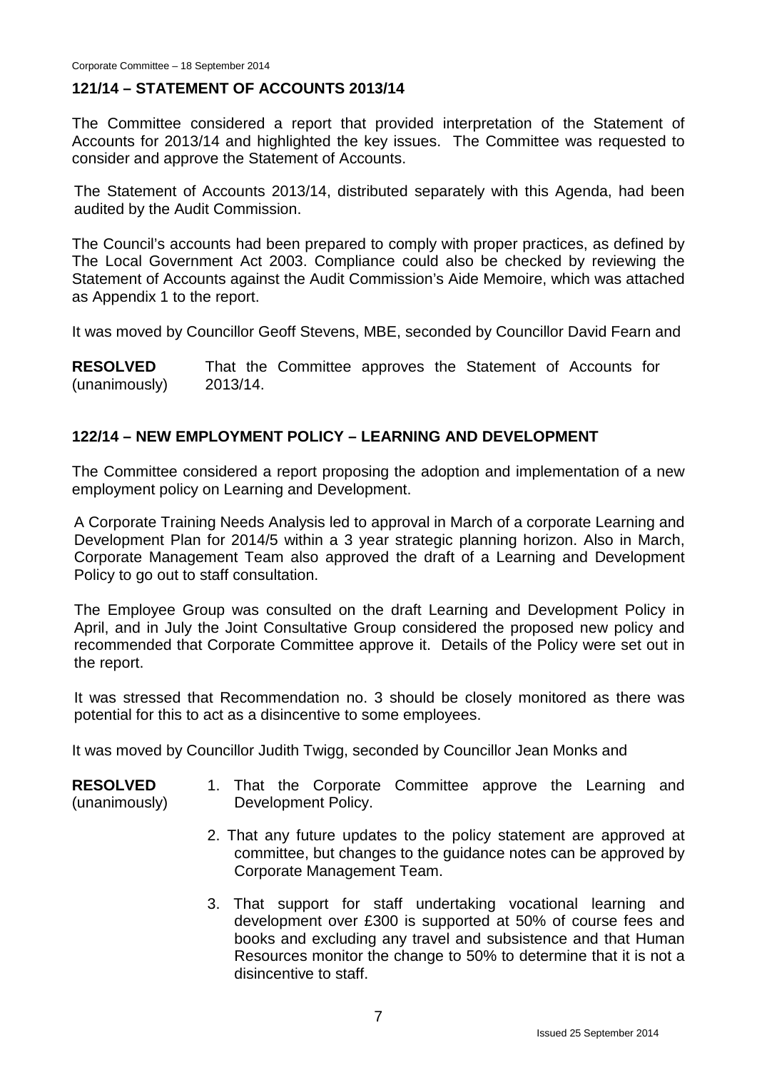## 121/14 – STATEMENT OF ACCOUNTS 2013/14

The Committee considered a report that provided interpretation of the Statement of Accounts for 2013/14 and highlighted the key issues. The Committee was requested to consider and approve the Statement of Accounts.

The Statement of Accounts 2013/14, distributed separately with this Agenda, had been audited by the Audit Commission.

The Council's accounts had been prepared to comply with proper practices, as defined by The Local Government Act 2003. Compliance could also be checked by reviewing the Statement of Accounts against the Audit Commission's Aide Memoire, which was attached as Appendix 1 to the report.

It was moved by Councillor Geoff Stevens, MBE, seconded by Councillor David Fearn and

**RESOLVED** (unanimously) That the Committee approves the Statement of Accounts for 2013/14.

## 122/14 – NEW EMPLOYMENT POLICY – LEARNING AND DEVELOPMENT

The Committee considered a report proposing the adoption and implementation of a new employment policy on Learning and Development.

A Corporate Training Needs Analysis led to approval in March of a corporate Learning and Development Plan for 2014/5 within a 3 year strategic planning horizon. Also in March, Corporate Management Team also approved the draft of a Learning and Development Policy to go out to staff consultation.

The Employee Group was consulted on the draft Learning and Development Policy in April, and in July the Joint Consultative Group considered the proposed new policy and recommended that Corporate Committee approve it. Details of the Policy were set out in the report.

It was stressed that Recommendation no. 3 should be closely monitored as there was potential for this to act as a disincentive to some employees.

It was moved by Councillor Judith Twigg, seconded by Councillor Jean Monks and

**RESOLVED** (unanimously)

1. That the Corporate Committee approve the Learning and Development Policy.
2. That any future updates to the policy statement are approved at committee, but changes to the guidance notes can be approved by Corporate Management Team.
3. That support for staff undertaking vocational learning and development over £300 is supported at 50% of course fees and books and excluding any travel and subsistence and that Human Resources monitor the change to 50% to determine that it is not a disincentive to staff.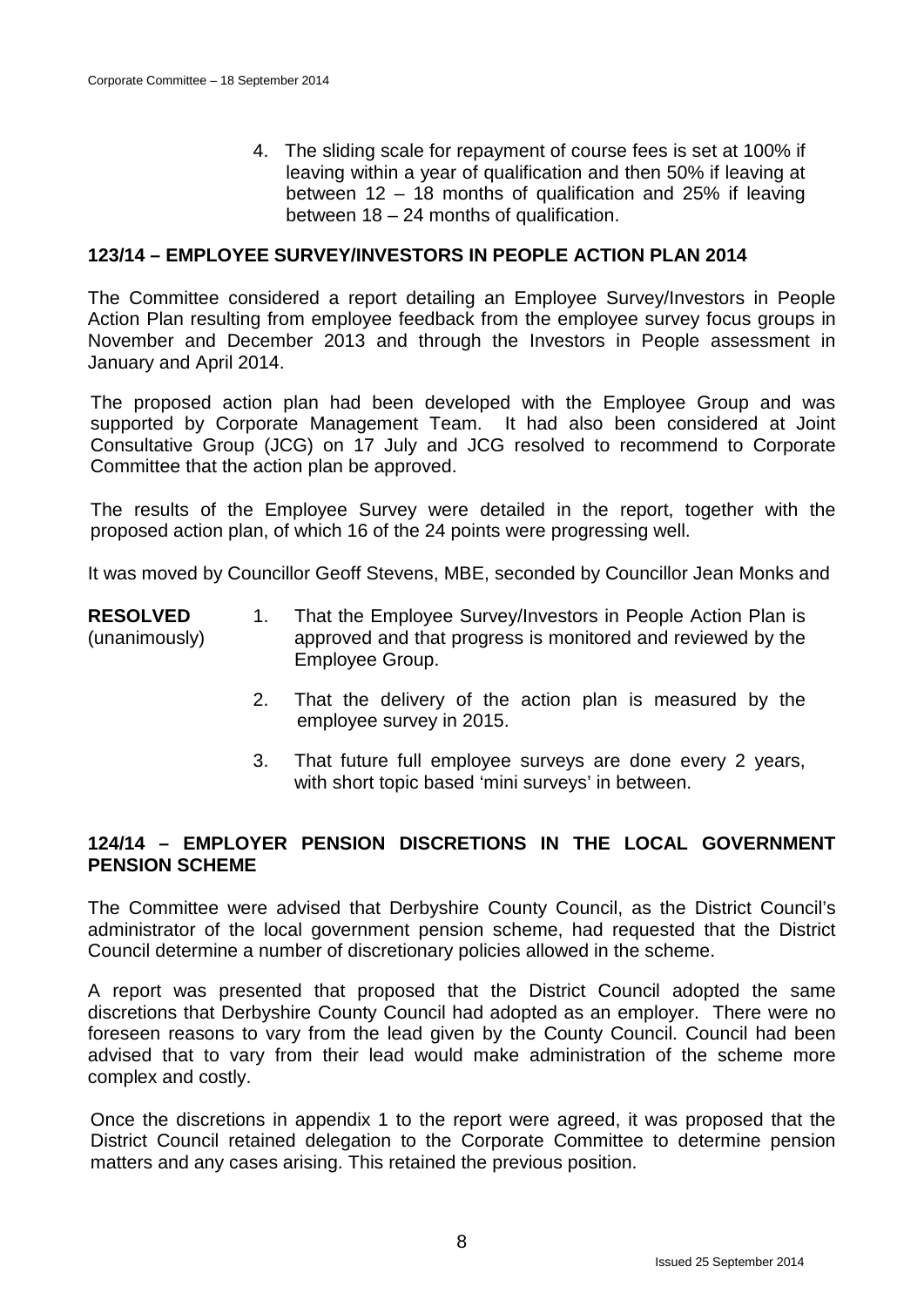4. The sliding scale for repayment of course fees is set at 100% if leaving within a year of qualification and then 50% if leaving at between 12 – 18 months of qualification and 25% if leaving between 18 – 24 months of qualification.

## 123/14 – EMPLOYEE SURVEY/INVESTORS IN PEOPLE ACTION PLAN 2014

The Committee considered a report detailing an Employee Survey/Investors in People Action Plan resulting from employee feedback from the employee survey focus groups in November and December 2013 and through the Investors in People assessment in January and April 2014.

The proposed action plan had been developed with the Employee Group and was supported by Corporate Management Team. It had also been considered at Joint Consultative Group (JCG) on 17 July and JCG resolved to recommend to Corporate Committee that the action plan be approved.

The results of the Employee Survey were detailed in the report, together with the proposed action plan, of which 16 of the 24 points were progressing well.

It was moved by Councillor Geoff Stevens, MBE, seconded by Councillor Jean Monks and

**RESOLVED** (unanimously)

1. That the Employee Survey/Investors in People Action Plan is approved and that progress is monitored and reviewed by the Employee Group.
2. That the delivery of the action plan is measured by the employee survey in 2015.
3. That future full employee surveys are done every 2 years, with short topic based 'mini surveys' in between.

## 124/14 – EMPLOYER PENSION DISCRETIONS IN THE LOCAL GOVERNMENT PENSION SCHEME

The Committee were advised that Derbyshire County Council, as the District Council's administrator of the local government pension scheme, had requested that the District Council determine a number of discretionary policies allowed in the scheme.

A report was presented that proposed that the District Council adopted the same discretions that Derbyshire County Council had adopted as an employer. There were no foreseen reasons to vary from the lead given by the County Council. Council had been advised that to vary from their lead would make administration of the scheme more complex and costly.

Once the discretions in appendix 1 to the report were agreed, it was proposed that the District Council retained delegation to the Corporate Committee to determine pension matters and any cases arising. This retained the previous position.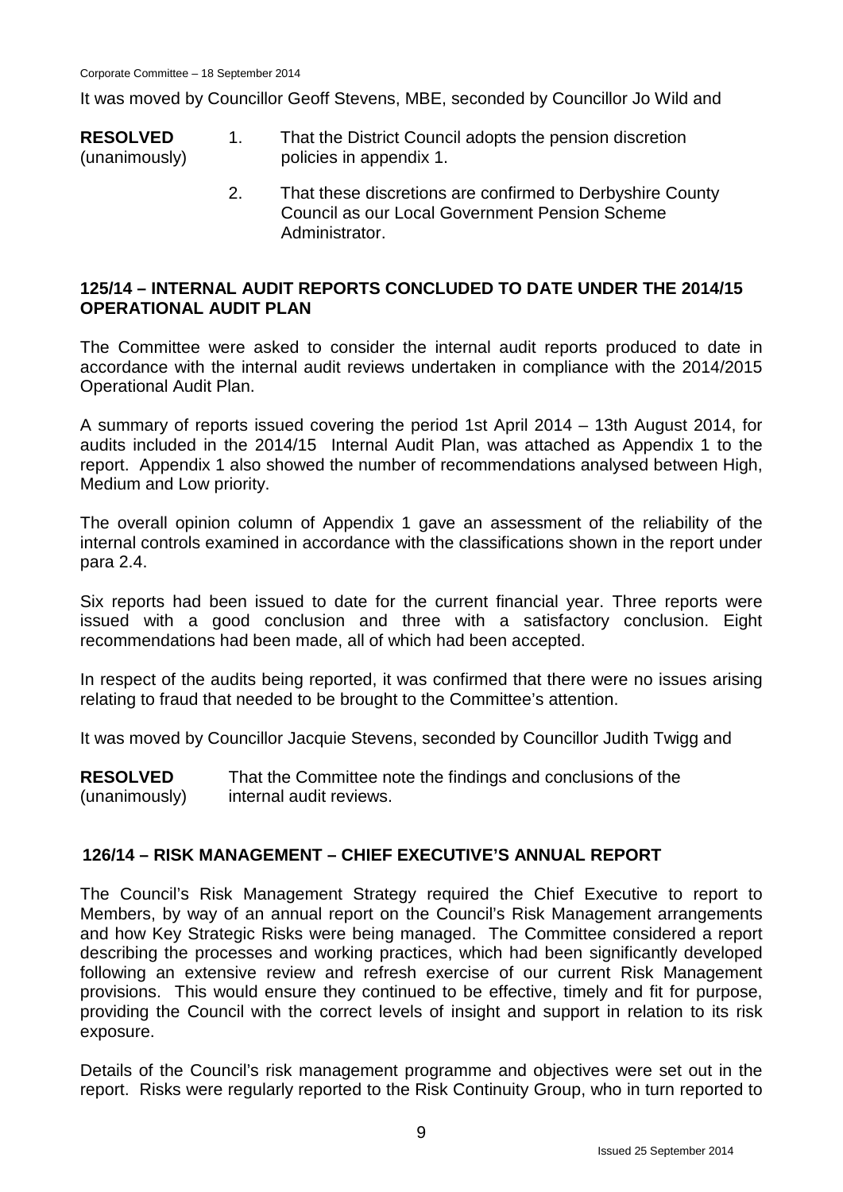It was moved by Councillor Geoff Stevens, MBE, seconded by Councillor Jo Wild and

**RESOLVED** (unanimously)

1. That the District Council adopts the pension discretion policies in appendix 1.
2. That these discretions are confirmed to Derbyshire County Council as our Local Government Pension Scheme Administrator.

## 125/14 – INTERNAL AUDIT REPORTS CONCLUDED TO DATE UNDER THE 2014/15 OPERATIONAL AUDIT PLAN

The Committee were asked to consider the internal audit reports produced to date in accordance with the internal audit reviews undertaken in compliance with the 2014/2015 Operational Audit Plan.

A summary of reports issued covering the period 1st April 2014 – 13th August 2014, for audits included in the 2014/15 Internal Audit Plan, was attached as Appendix 1 to the report. Appendix 1 also showed the number of recommendations analysed between High, Medium and Low priority.

The overall opinion column of Appendix 1 gave an assessment of the reliability of the internal controls examined in accordance with the classifications shown in the report under para 2.4.

Six reports had been issued to date for the current financial year. Three reports were issued with a good conclusion and three with a satisfactory conclusion. Eight recommendations had been made, all of which had been accepted.

In respect of the audits being reported, it was confirmed that there were no issues arising relating to fraud that needed to be brought to the Committee's attention.

It was moved by Councillor Jacquie Stevens, seconded by Councillor Judith Twigg and

**RESOLVED** (unanimously) That the Committee note the findings and conclusions of the internal audit reviews.

## 126/14 – RISK MANAGEMENT – CHIEF EXECUTIVE'S ANNUAL REPORT

The Council's Risk Management Strategy required the Chief Executive to report to Members, by way of an annual report on the Council's Risk Management arrangements and how Key Strategic Risks were being managed. The Committee considered a report describing the processes and working practices, which had been significantly developed following an extensive review and refresh exercise of our current Risk Management provisions. This would ensure they continued to be effective, timely and fit for purpose, providing the Council with the correct levels of insight and support in relation to its risk exposure.

Details of the Council's risk management programme and objectives were set out in the report. Risks were regularly reported to the Risk Continuity Group, who in turn reported to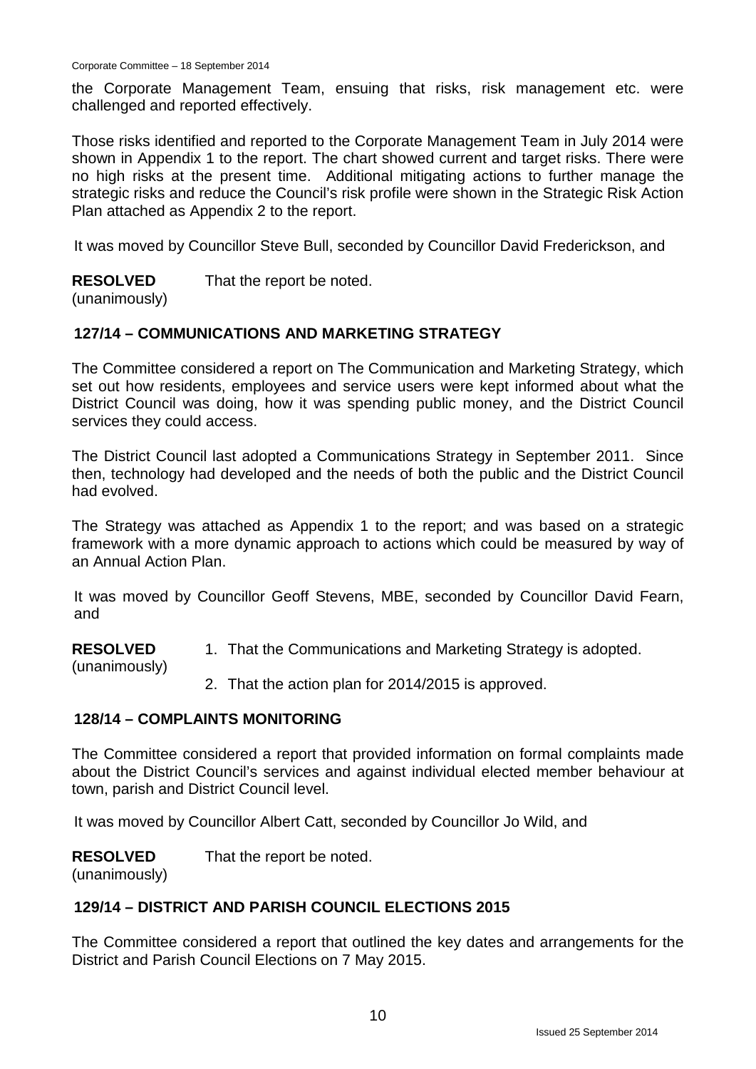the Corporate Management Team, ensuing that risks, risk management etc. were challenged and reported effectively.

Those risks identified and reported to the Corporate Management Team in July 2014 were shown in Appendix 1 to the report. The chart showed current and target risks. There were no high risks at the present time. Additional mitigating actions to further manage the strategic risks and reduce the Council's risk profile were shown in the Strategic Risk Action Plan attached as Appendix 2 to the report.

It was moved by Councillor Steve Bull, seconded by Councillor David Frederickson, and

**RESOLVED** (unanimously) That the report be noted.

## 127/14 – COMMUNICATIONS AND MARKETING STRATEGY

The Committee considered a report on The Communication and Marketing Strategy, which set out how residents, employees and service users were kept informed about what the District Council was doing, how it was spending public money, and the District Council services they could access.

The District Council last adopted a Communications Strategy in September 2011. Since then, technology had developed and the needs of both the public and the District Council had evolved.

The Strategy was attached as Appendix 1 to the report; and was based on a strategic framework with a more dynamic approach to actions which could be measured by way of an Annual Action Plan.

It was moved by Councillor Geoff Stevens, MBE, seconded by Councillor David Fearn, and

**RESOLVED** (unanimously)

1. That the Communications and Marketing Strategy is adopted.
2. That the action plan for 2014/2015 is approved.

## 128/14 – COMPLAINTS MONITORING

The Committee considered a report that provided information on formal complaints made about the District Council's services and against individual elected member behaviour at town, parish and District Council level.

It was moved by Councillor Albert Catt, seconded by Councillor Jo Wild, and

**RESOLVED** (unanimously) That the report be noted.

## 129/14 – DISTRICT AND PARISH COUNCIL ELECTIONS 2015

The Committee considered a report that outlined the key dates and arrangements for the District and Parish Council Elections on 7 May 2015.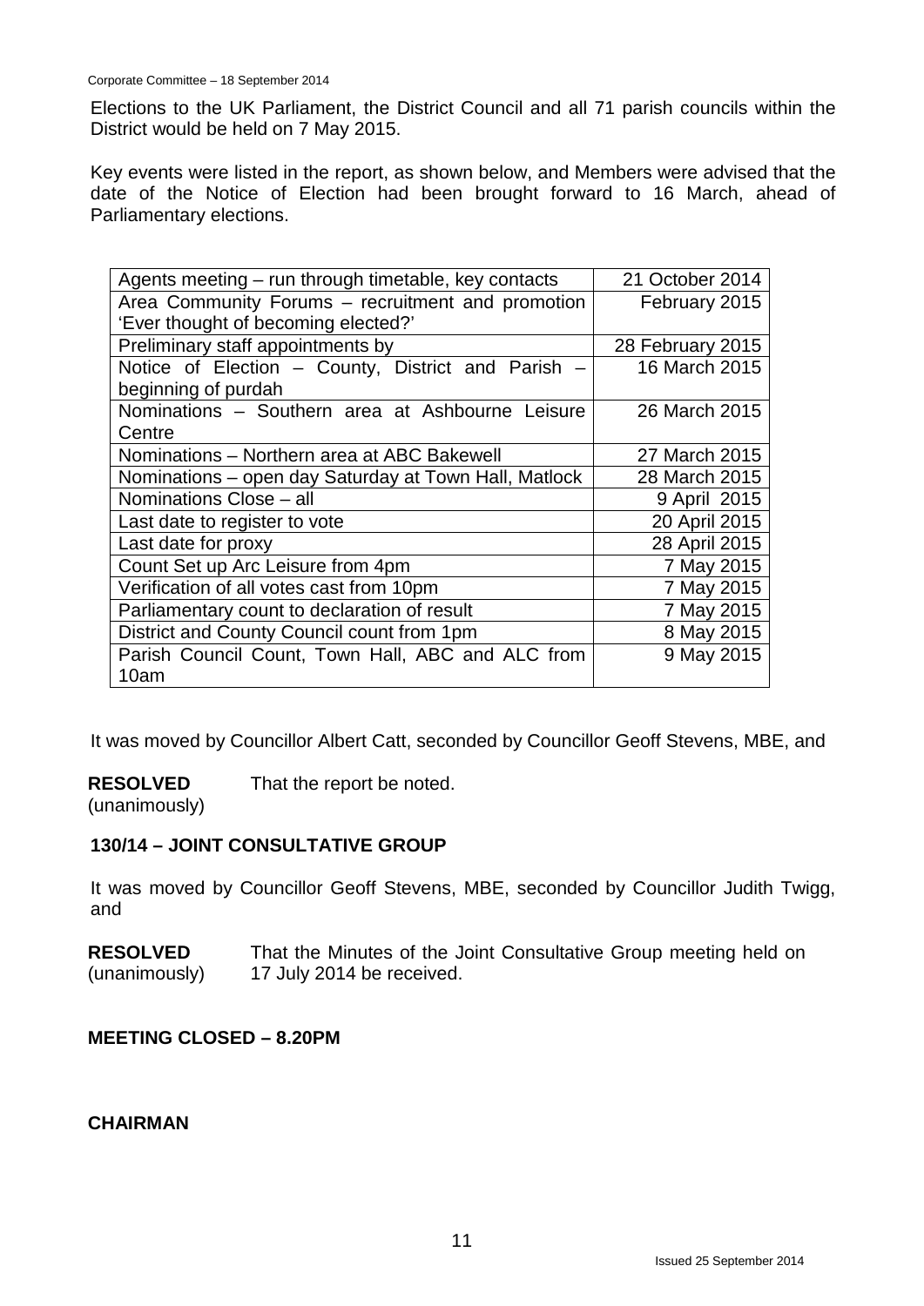Elections to the UK Parliament, the District Council and all 71 parish councils within the District would be held on 7 May 2015.

Key events were listed in the report, as shown below, and Members were advised that the date of the Notice of Election had been brought forward to 16 March, ahead of Parliamentary elections.

| | |
|---|---|
| Agents meeting – run through timetable, key contacts | 21 October 2014 |
| Area Community Forums – recruitment and promotion 'Ever thought of becoming elected?' | February 2015 |
| Preliminary staff appointments by | 28 February 2015 |
| Notice of Election – County, District and Parish – beginning of purdah | 16 March 2015 |
| Nominations – Southern area at Ashbourne Leisure Centre | 26 March 2015 |
| Nominations – Northern area at ABC Bakewell | 27 March 2015 |
| Nominations – open day Saturday at Town Hall, Matlock | 28 March 2015 |
| Nominations Close – all | 9 April 2015 |
| Last date to register to vote | 20 April 2015 |
| Last date for proxy | 28 April 2015 |
| Count Set up Arc Leisure from 4pm | 7 May 2015 |
| Verification of all votes cast from 10pm | 7 May 2015 |
| Parliamentary count to declaration of result | 7 May 2015 |
| District and County Council count from 1pm | 8 May 2015 |
| Parish Council Count, Town Hall, ABC and ALC from 10am | 9 May 2015 |

It was moved by Councillor Albert Catt, seconded by Councillor Geoff Stevens, MBE, and

**RESOLVED** (unanimously) That the report be noted.

**130/14 – JOINT CONSULTATIVE GROUP**

It was moved by Councillor Geoff Stevens, MBE, seconded by Councillor Judith Twigg, and

**RESOLVED** (unanimously) That the Minutes of the Joint Consultative Group meeting held on 17 July 2014 be received.

**MEETING CLOSED – 8.20PM**

**CHAIRMAN**